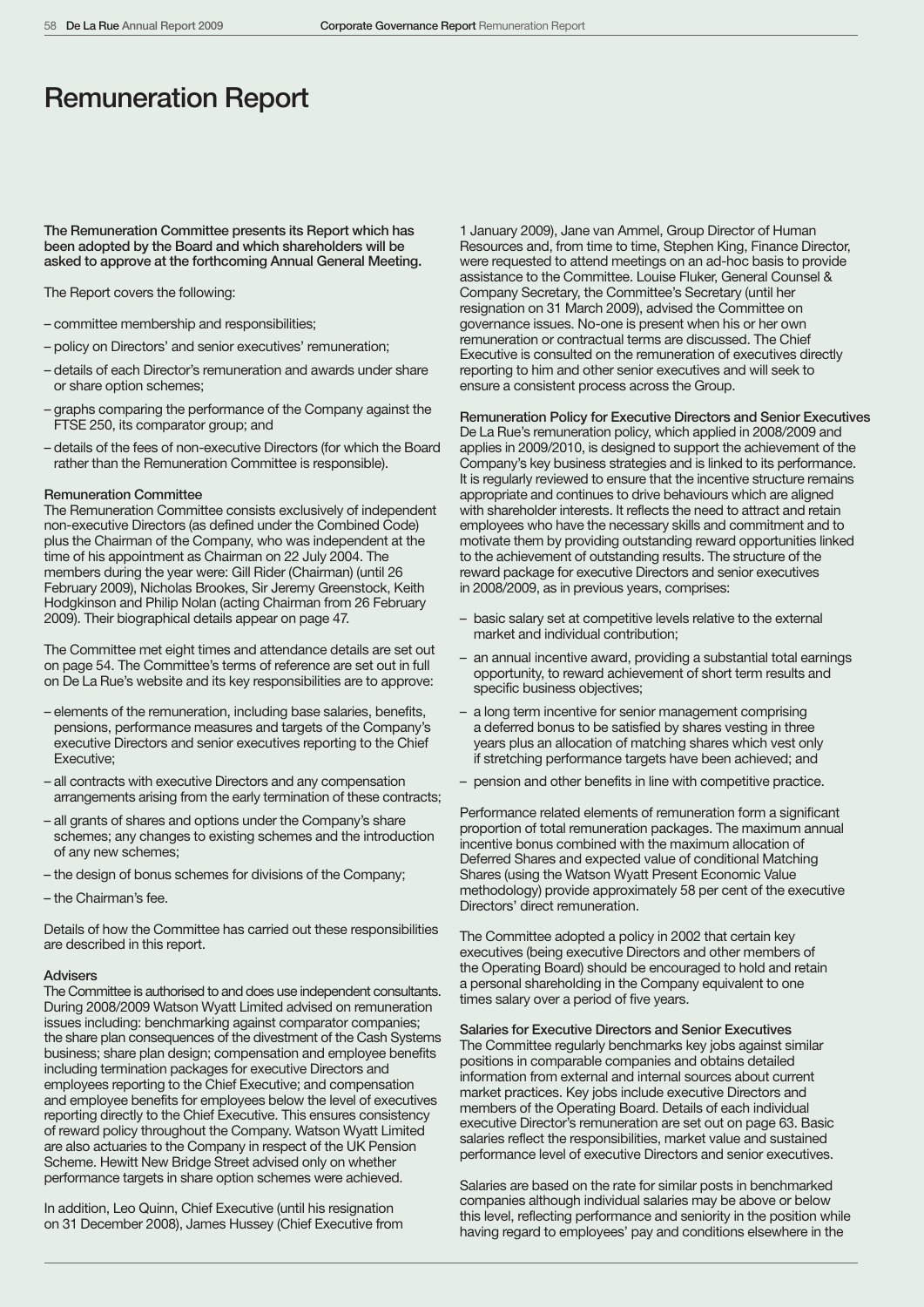# Remuneration Report

**The Remuneration Committee presents its Report which has been adopted by the Board and which shareholders will be asked to approve at the forthcoming Annual General Meeting.**

The Report covers the following:

- committee membership and responsibilities;
- policy on Directors' and senior executives' remuneration;
- details of each Director's remuneration and awards under share or share option schemes;
- graphs comparing the performance of the Company against the FTSE 250, its comparator group; and
- details of the fees of non-executive Directors (for which the Board rather than the Remuneration Committee is responsible).

**Remuneration Committee**
The Remuneration Committee consists exclusively of independent non-executive Directors (as defined under the Combined Code) plus the Chairman of the Company, who was independent at the time of his appointment as Chairman on 22 July 2004. The members during the year were: Gill Rider (Chairman) (until 26 February 2009), Nicholas Brookes, Sir Jeremy Greenstock, Keith Hodgkinson and Philip Nolan (acting Chairman from 26 February 2009). Their biographical details appear on page 47.

The Committee met eight times and attendance details are set out on page 54. The Committee's terms of reference are set out in full on De La Rue's website and its key responsibilities are to approve:

- elements of the remuneration, including base salaries, benefits, pensions, performance measures and targets of the Company's executive Directors and senior executives reporting to the Chief Executive;
- all contracts with executive Directors and any compensation arrangements arising from the early termination of these contracts;
- all grants of shares and options under the Company's share schemes; any changes to existing schemes and the introduction of any new schemes;
- the design of bonus schemes for divisions of the Company;
- the Chairman's fee.

Details of how the Committee has carried out these responsibilities are described in this report.

**Advisers**
The Committee is authorised to and does use independent consultants. During 2008/2009 Watson Wyatt Limited advised on remuneration issues including: benchmarking against comparator companies; the share plan consequences of the divestment of the Cash Systems business; share plan design; compensation and employee benefits including termination packages for executive Directors and employees reporting to the Chief Executive; and compensation and employee benefits for employees below the level of executives reporting directly to the Chief Executive. This ensures consistency of reward policy throughout the Company. Watson Wyatt Limited are also actuaries to the Company in respect of the UK Pension Scheme. Hewitt New Bridge Street advised only on whether performance targets in share option schemes were achieved.

In addition, Leo Quinn, Chief Executive (until his resignation on 31 December 2008), James Hussey (Chief Executive from 1 January 2009), Jane van Ammel, Group Director of Human Resources and, from time to time, Stephen King, Finance Director, were requested to attend meetings on an ad-hoc basis to provide assistance to the Committee. Louise Fluker, General Counsel & Company Secretary, the Committee's Secretary (until her resignation on 31 March 2009), advised the Committee on governance issues. No-one is present when his or her own remuneration or contractual terms are discussed. The Chief Executive is consulted on the remuneration of executives directly reporting to him and other senior executives and will seek to ensure a consistent process across the Group.

**Remuneration Policy for Executive Directors and Senior Executives**
De La Rue's remuneration policy, which applied in 2008/2009 and applies in 2009/2010, is designed to support the achievement of the Company's key business strategies and is linked to its performance. It is regularly reviewed to ensure that the incentive structure remains appropriate and continues to drive behaviours which are aligned with shareholder interests. It reflects the need to attract and retain employees who have the necessary skills and commitment and to motivate them by providing outstanding reward opportunities linked to the achievement of outstanding results. The structure of the reward package for executive Directors and senior executives in 2008/2009, as in previous years, comprises:

- basic salary set at competitive levels relative to the external market and individual contribution;
- an annual incentive award, providing a substantial total earnings opportunity, to reward achievement of short term results and specific business objectives;
- a long term incentive for senior management comprising a deferred bonus to be satisfied by shares vesting in three years plus an allocation of matching shares which vest only if stretching performance targets have been achieved; and
- pension and other benefits in line with competitive practice.

Performance related elements of remuneration form a significant proportion of total remuneration packages. The maximum annual incentive bonus combined with the maximum allocation of Deferred Shares and expected value of conditional Matching Shares (using the Watson Wyatt Present Economic Value methodology) provide approximately 58 per cent of the executive Directors' direct remuneration.

The Committee adopted a policy in 2002 that certain key executives (being executive Directors and other members of the Operating Board) should be encouraged to hold and retain a personal shareholding in the Company equivalent to one times salary over a period of five years.

**Salaries for Executive Directors and Senior Executives**
The Committee regularly benchmarks key jobs against similar positions in comparable companies and obtains detailed information from external and internal sources about current market practices. Key jobs include executive Directors and members of the Operating Board. Details of each individual executive Director's remuneration are set out on page 63. Basic salaries reflect the responsibilities, market value and sustained performance level of executive Directors and senior executives.

Salaries are based on the rate for similar posts in benchmarked companies although individual salaries may be above or below this level, reflecting performance and seniority in the position while having regard to employees' pay and conditions elsewhere in the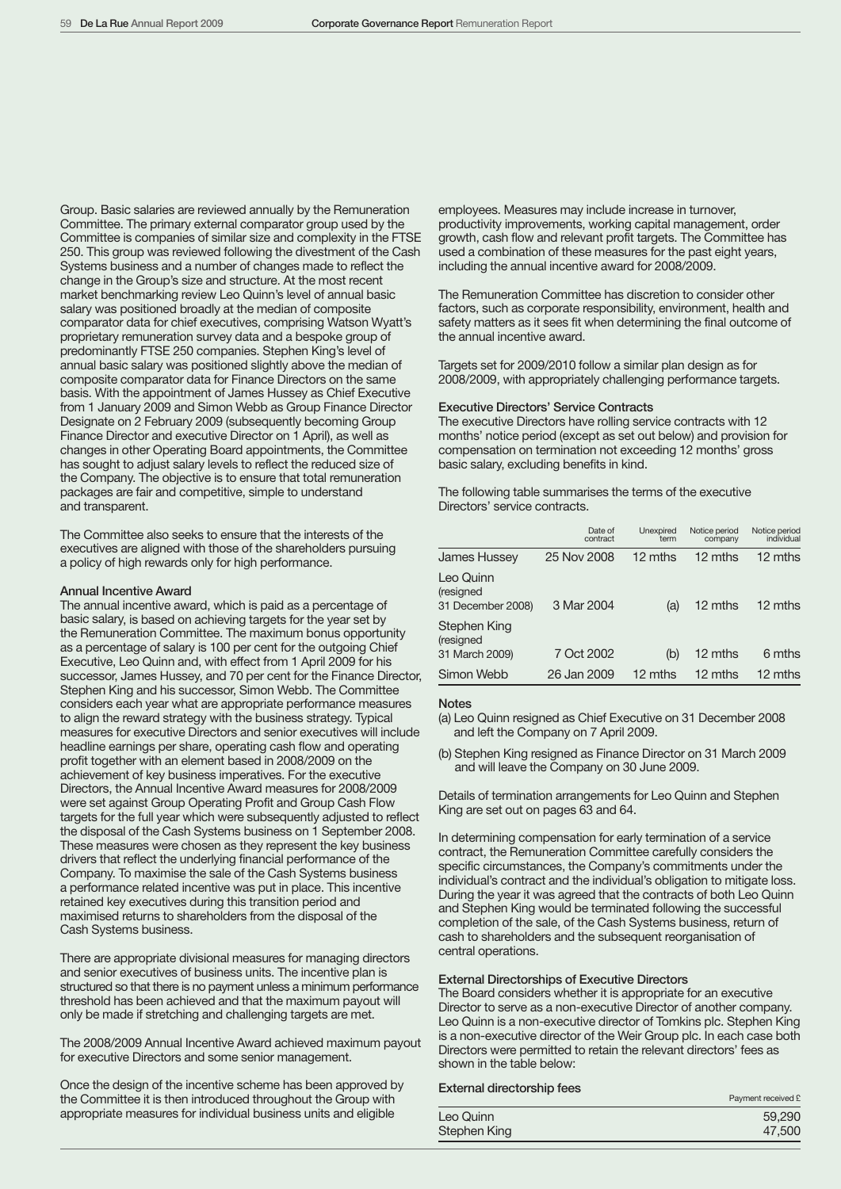Group. Basic salaries are reviewed annually by the Remuneration Committee. The primary external comparator group used by the Committee is companies of similar size and complexity in the FTSE 250. This group was reviewed following the divestment of the Cash Systems business and a number of changes made to reflect the change in the Group's size and structure. At the most recent market benchmarking review Leo Quinn's level of annual basic salary was positioned broadly at the median of composite comparator data for chief executives, comprising Watson Wyatt's proprietary remuneration survey data and a bespoke group of predominantly FTSE 250 companies. Stephen King's level of annual basic salary was positioned slightly above the median of composite comparator data for Finance Directors on the same basis. With the appointment of James Hussey as Chief Executive from 1 January 2009 and Simon Webb as Group Finance Director Designate on 2 February 2009 (subsequently becoming Group Finance Director and executive Director on 1 April), as well as changes in other Operating Board appointments, the Committee has sought to adjust salary levels to reflect the reduced size of the Company. The objective is to ensure that total remuneration packages are fair and competitive, simple to understand and transparent.

The Committee also seeks to ensure that the interests of the executives are aligned with those of the shareholders pursuing a policy of high rewards only for high performance.

#### Annual Incentive Award

The annual incentive award, which is paid as a percentage of basic salary, is based on achieving targets for the year set by the Remuneration Committee. The maximum bonus opportunity as a percentage of salary is 100 per cent for the outgoing Chief Executive, Leo Quinn and, with effect from 1 April 2009 for his successor, James Hussey, and 70 per cent for the Finance Director, Stephen King and his successor, Simon Webb. The Committee considers each year what are appropriate performance measures to align the reward strategy with the business strategy. Typical measures for executive Directors and senior executives will include headline earnings per share, operating cash flow and operating profit together with an element based in 2008/2009 on the achievement of key business imperatives. For the executive Directors, the Annual Incentive Award measures for 2008/2009 were set against Group Operating Profit and Group Cash Flow targets for the full year which were subsequently adjusted to reflect the disposal of the Cash Systems business on 1 September 2008. These measures were chosen as they represent the key business drivers that reflect the underlying financial performance of the Company. To maximise the sale of the Cash Systems business a performance related incentive was put in place. This incentive retained key executives during this transition period and maximised returns to shareholders from the disposal of the Cash Systems business.

There are appropriate divisional measures for managing directors and senior executives of business units. The incentive plan is structured so that there is no payment unless a minimum performance threshold has been achieved and that the maximum payout will only be made if stretching and challenging targets are met.

The 2008/2009 Annual Incentive Award achieved maximum payout for executive Directors and some senior management.

Once the design of the incentive scheme has been approved by the Committee it is then introduced throughout the Group with appropriate measures for individual business units and eligible employees. Measures may include increase in turnover, productivity improvements, working capital management, order growth, cash flow and relevant profit targets. The Committee has used a combination of these measures for the past eight years, including the annual incentive award for 2008/2009.

The Remuneration Committee has discretion to consider other factors, such as corporate responsibility, environment, health and safety matters as it sees fit when determining the final outcome of the annual incentive award.

Targets set for 2009/2010 follow a similar plan design as for 2008/2009, with appropriately challenging performance targets.

#### Executive Directors' Service Contracts

The executive Directors have rolling service contracts with 12 months' notice period (except as set out below) and provision for compensation on termination not exceeding 12 months' gross basic salary, excluding benefits in kind.

The following table summarises the terms of the executive Directors' service contracts.

| | Date of contract | Unexpired term | Notice period company | Notice period individual |
|---|---|---|---|---|
| James Hussey | 25 Nov 2008 | 12 mths | 12 mths | 12 mths |
| Leo Quinn (resigned 31 December 2008) | 3 Mar 2004 | (a) | 12 mths | 12 mths |
| Stephen King (resigned 31 March 2009) | 7 Oct 2002 | (b) | 12 mths | 6 mths |
| Simon Webb | 26 Jan 2009 | 12 mths | 12 mths | 12 mths |

Notes

(a) Leo Quinn resigned as Chief Executive on 31 December 2008 and left the Company on 7 April 2009.

(b) Stephen King resigned as Finance Director on 31 March 2009 and will leave the Company on 30 June 2009.

Details of termination arrangements for Leo Quinn and Stephen King are set out on pages 63 and 64.

In determining compensation for early termination of a service contract, the Remuneration Committee carefully considers the specific circumstances, the Company's commitments under the individual's contract and the individual's obligation to mitigate loss. During the year it was agreed that the contracts of both Leo Quinn and Stephen King would be terminated following the successful completion of the sale, of the Cash Systems business, return of cash to shareholders and the subsequent reorganisation of central operations.

#### External Directorships of Executive Directors

The Board considers whether it is appropriate for an executive Director to serve as a non-executive Director of another company. Leo Quinn is a non-executive director of Tomkins plc. Stephen King is a non-executive director of the Weir Group plc. In each case both Directors were permitted to retain the relevant directors' fees as shown in the table below:

#### External directorship fees

| | Payment received £ |
|---|---|
| Leo Quinn | 59,290 |
| Stephen King | 47,500 |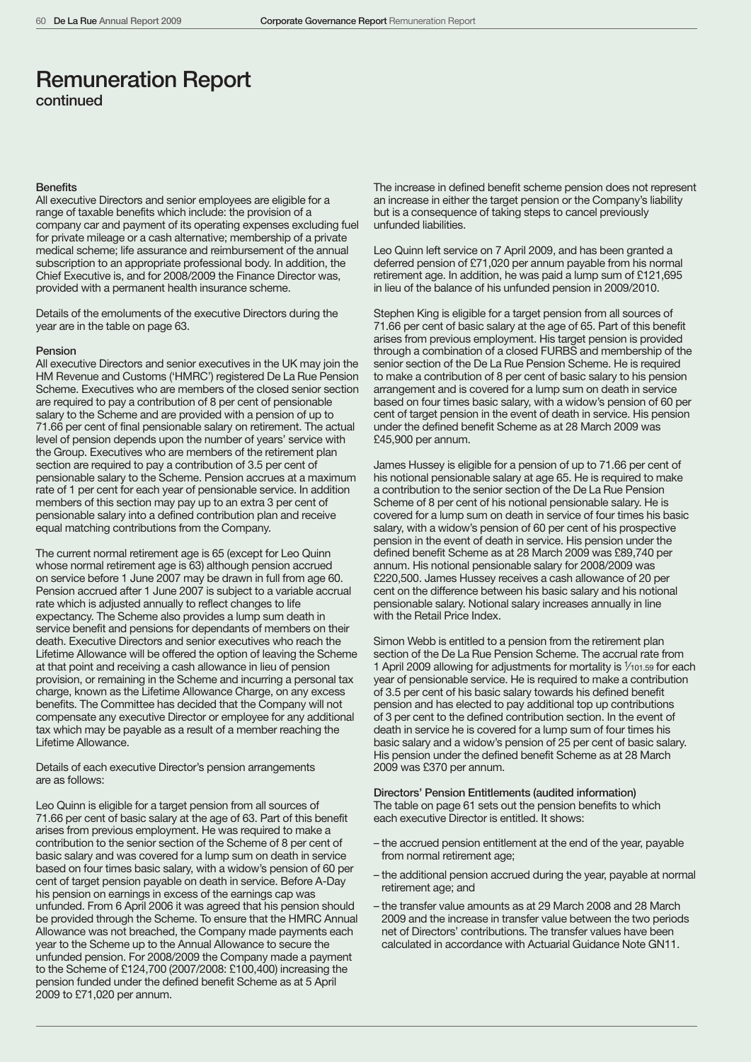# Remuneration Report

continued

### Benefits

All executive Directors and senior employees are eligible for a range of taxable benefits which include: the provision of a company car and payment of its operating expenses excluding fuel for private mileage or a cash alternative; membership of a private medical scheme; life assurance and reimbursement of the annual subscription to an appropriate professional body. In addition, the Chief Executive is, and for 2008/2009 the Finance Director was, provided with a permanent health insurance scheme.

Details of the emoluments of the executive Directors during the year are in the table on page 63.

### Pension

All executive Directors and senior executives in the UK may join the HM Revenue and Customs ('HMRC') registered De La Rue Pension Scheme. Executives who are members of the closed senior section are required to pay a contribution of 8 per cent of pensionable salary to the Scheme and are provided with a pension of up to 71.66 per cent of final pensionable salary on retirement. The actual level of pension depends upon the number of years' service with the Group. Executives who are members of the retirement plan section are required to pay a contribution of 3.5 per cent of pensionable salary to the Scheme. Pension accrues at a maximum rate of 1 per cent for each year of pensionable service. In addition members of this section may pay up to an extra 3 per cent of pensionable salary into a defined contribution plan and receive equal matching contributions from the Company.

The current normal retirement age is 65 (except for Leo Quinn whose normal retirement age is 63) although pension accrued on service before 1 June 2007 may be drawn in full from age 60. Pension accrued after 1 June 2007 is subject to a variable accrual rate which is adjusted annually to reflect changes to life expectancy. The Scheme also provides a lump sum death in service benefit and pensions for dependants of members on their death. Executive Directors and senior executives who reach the Lifetime Allowance will be offered the option of leaving the Scheme at that point and receiving a cash allowance in lieu of pension provision, or remaining in the Scheme and incurring a personal tax charge, known as the Lifetime Allowance Charge, on any excess benefits. The Committee has decided that the Company will not compensate any executive Director or employee for any additional tax which may be payable as a result of a member reaching the Lifetime Allowance.

Details of each executive Director's pension arrangements are as follows:

Leo Quinn is eligible for a target pension from all sources of 71.66 per cent of basic salary at the age of 63. Part of this benefit arises from previous employment. He was required to make a contribution to the senior section of the Scheme of 8 per cent of basic salary and was covered for a lump sum on death in service based on four times basic salary, with a widow's pension of 60 per cent of target pension payable on death in service. Before A-Day his pension on earnings in excess of the earnings cap was unfunded. From 6 April 2006 it was agreed that his pension should be provided through the Scheme. To ensure that the HMRC Annual Allowance was not breached, the Company made payments each year to the Scheme up to the Annual Allowance to secure the unfunded pension. For 2008/2009 the Company made a payment to the Scheme of £124,700 (2007/2008: £100,400) increasing the pension funded under the defined benefit Scheme as at 5 April 2009 to £71,020 per annum.

The increase in defined benefit scheme pension does not represent an increase in either the target pension or the Company's liability but is a consequence of taking steps to cancel previously unfunded liabilities.

Leo Quinn left service on 7 April 2009, and has been granted a deferred pension of £71,020 per annum payable from his normal retirement age. In addition, he was paid a lump sum of £121,695 in lieu of the balance of his unfunded pension in 2009/2010.

Stephen King is eligible for a target pension from all sources of 71.66 per cent of basic salary at the age of 65. Part of this benefit arises from previous employment. His target pension is provided through a combination of a closed FURBS and membership of the senior section of the De La Rue Pension Scheme. He is required to make a contribution of 8 per cent of basic salary to his pension arrangement and is covered for a lump sum on death in service based on four times basic salary, with a widow's pension of 60 per cent of target pension in the event of death in service. His pension under the defined benefit Scheme as at 28 March 2009 was £45,900 per annum.

James Hussey is eligible for a pension of up to 71.66 per cent of his notional pensionable salary at age 65. He is required to make a contribution to the senior section of the De La Rue Pension Scheme of 8 per cent of his notional pensionable salary. He is covered for a lump sum on death in service of four times his basic salary, with a widow's pension of 60 per cent of his prospective pension in the event of death in service. His pension under the defined benefit Scheme as at 28 March 2009 was £89,740 per annum. His notional pensionable salary for 2008/2009 was £220,500. James Hussey receives a cash allowance of 20 per cent on the difference between his basic salary and his notional pensionable salary. Notional salary increases annually in line with the Retail Price Index.

Simon Webb is entitled to a pension from the retirement plan section of the De La Rue Pension Scheme. The accrual rate from 1 April 2009 allowing for adjustments for mortality is $\frac{1}{101.59}$ for each year of pensionable service. He is required to make a contribution of 3.5 per cent of his basic salary towards his defined benefit pension and has elected to pay additional top up contributions of 3 per cent to the defined contribution section. In the event of death in service he is covered for a lump sum of four times his basic salary and a widow's pension of 25 per cent of basic salary. His pension under the defined benefit Scheme as at 28 March 2009 was £370 per annum.

### Directors' Pension Entitlements (audited information)

The table on page 61 sets out the pension benefits to which each executive Director is entitled. It shows:

- the accrued pension entitlement at the end of the year, payable from normal retirement age;
- the additional pension accrued during the year, payable at normal retirement age; and
- the transfer value amounts as at 29 March 2008 and 28 March 2009 and the increase in transfer value between the two periods net of Directors' contributions. The transfer values have been calculated in accordance with Actuarial Guidance Note GN11.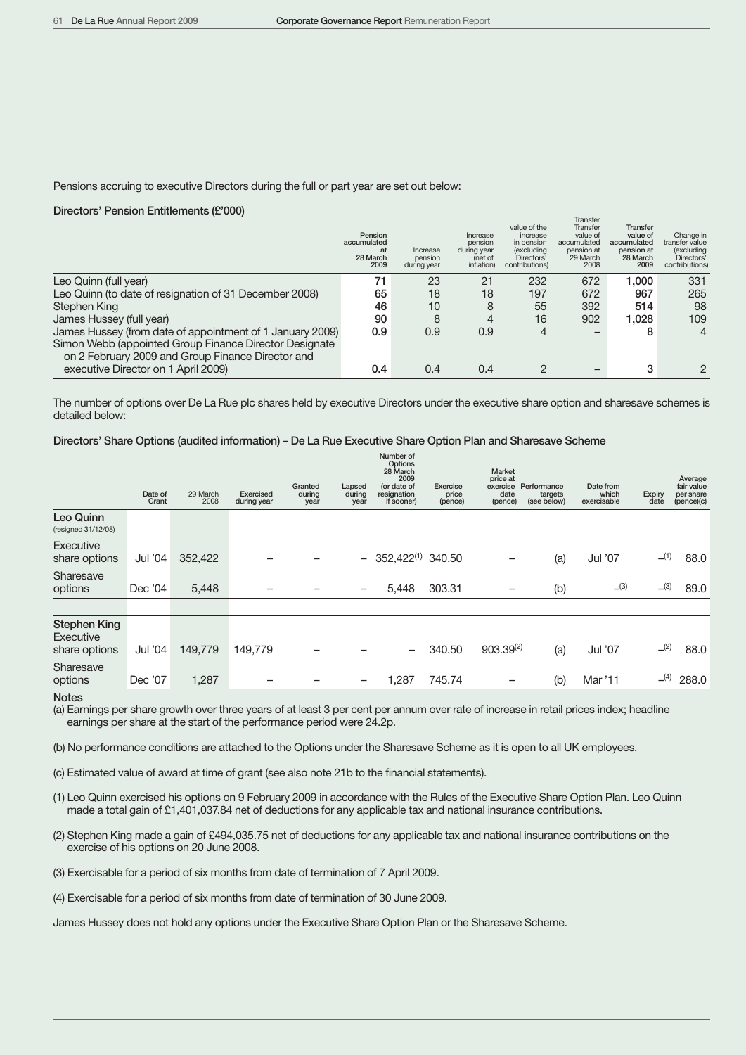Pensions accruing to executive Directors during the full or part year are set out below:

**Directors' Pension Entitlements (£'000)**

| | Pension accumulated at 28 March 2009 | Increase pension during year | Increase pension during year (net of inflation) | Transfer value of the increase in pension (excluding Directors' contributions) | Transfer value of accumulated pension at 29 March 2008 | Transfer value of accumulated pension at 28 March 2009 | Change in transfer value (excluding Directors' contributions) |
|---|---|---|---|---|---|---|---|
| Leo Quinn (full year) | **71** | 23 | 21 | 232 | 672 | **1,000** | 331 |
| Leo Quinn (to date of resignation of 31 December 2008) | **65** | 18 | 18 | 197 | 672 | **967** | 265 |
| Stephen King | **46** | 10 | 8 | 55 | 392 | **514** | 98 |
| James Hussey (full year) | **90** | 8 | 4 | 16 | 902 | **1,028** | 109 |
| James Hussey (from date of appointment of 1 January 2009) | **0.9** | 0.9 | 0.9 | 4 | – | **8** | 4 |
| Simon Webb (appointed Group Finance Director Designate on 2 February 2009 and Group Finance Director and executive Director on 1 April 2009) | **0.4** | 0.4 | 0.4 | 2 | – | **3** | 2 |

The number of options over De La Rue plc shares held by executive Directors under the executive share option and sharesave schemes is detailed below:

**Directors' Share Options (audited information) – De La Rue Executive Share Option Plan and Sharesave Scheme**

| | Date of Grant | 29 March 2008 | Exercised during year | Granted during year | Lapsed during year | Number of Options 28 March 2009 (or date of resignation if sooner) | Exercise price (pence) | Market price at exercise date (pence) | Performance targets (see below) | Date from which exercisable | Expiry date | Average fair value per share (pence)(c) |
|---|---|---|---|---|---|---|---|---|---|---|---|---|
| **Leo Quinn** (resigned 31/12/08) | | | | | | | | | | | | |
| Executive share options | Jul '04 | 352,422 | – | – | – | 352,422[(1)] | 340.50 | – | (a) | Jul '07 | –[(1)] | 88.0 |
| Sharesave options | Dec '04 | 5,448 | – | – | – | 5,448 | 303.31 | – | (b) | –[(3)] | –[(3)] | 89.0 |
| **Stephen King** | | | | | | | | | | | | |
| Executive share options | Jul '04 | 149,779 | 149,779 | – | – | – | 340.50 | 903.39[(2)] | (a) | Jul '07 | –[(2)] | 88.0 |
| Sharesave options | Dec '07 | 1,287 | – | – | – | 1,287 | 745.74 | – | (b) | Mar '11 | –[(4)] | 288.0 |

**Notes**

(a) Earnings per share growth over three years of at least 3 per cent per annum over rate of increase in retail prices index; headline earnings per share at the start of the performance period were 24.2p.

(b) No performance conditions are attached to the Options under the Sharesave Scheme as it is open to all UK employees.

(c) Estimated value of award at time of grant (see also note 21b to the financial statements).

(1) Leo Quinn exercised his options on 9 February 2009 in accordance with the Rules of the Executive Share Option Plan. Leo Quinn made a total gain of £1,401,037.84 net of deductions for any applicable tax and national insurance contributions.

(2) Stephen King made a gain of £494,035.75 net of deductions for any applicable tax and national insurance contributions on the exercise of his options on 20 June 2008.

(3) Exercisable for a period of six months from date of termination of 7 April 2009.

(4) Exercisable for a period of six months from date of termination of 30 June 2009.

James Hussey does not hold any options under the Executive Share Option Plan or the Sharesave Scheme.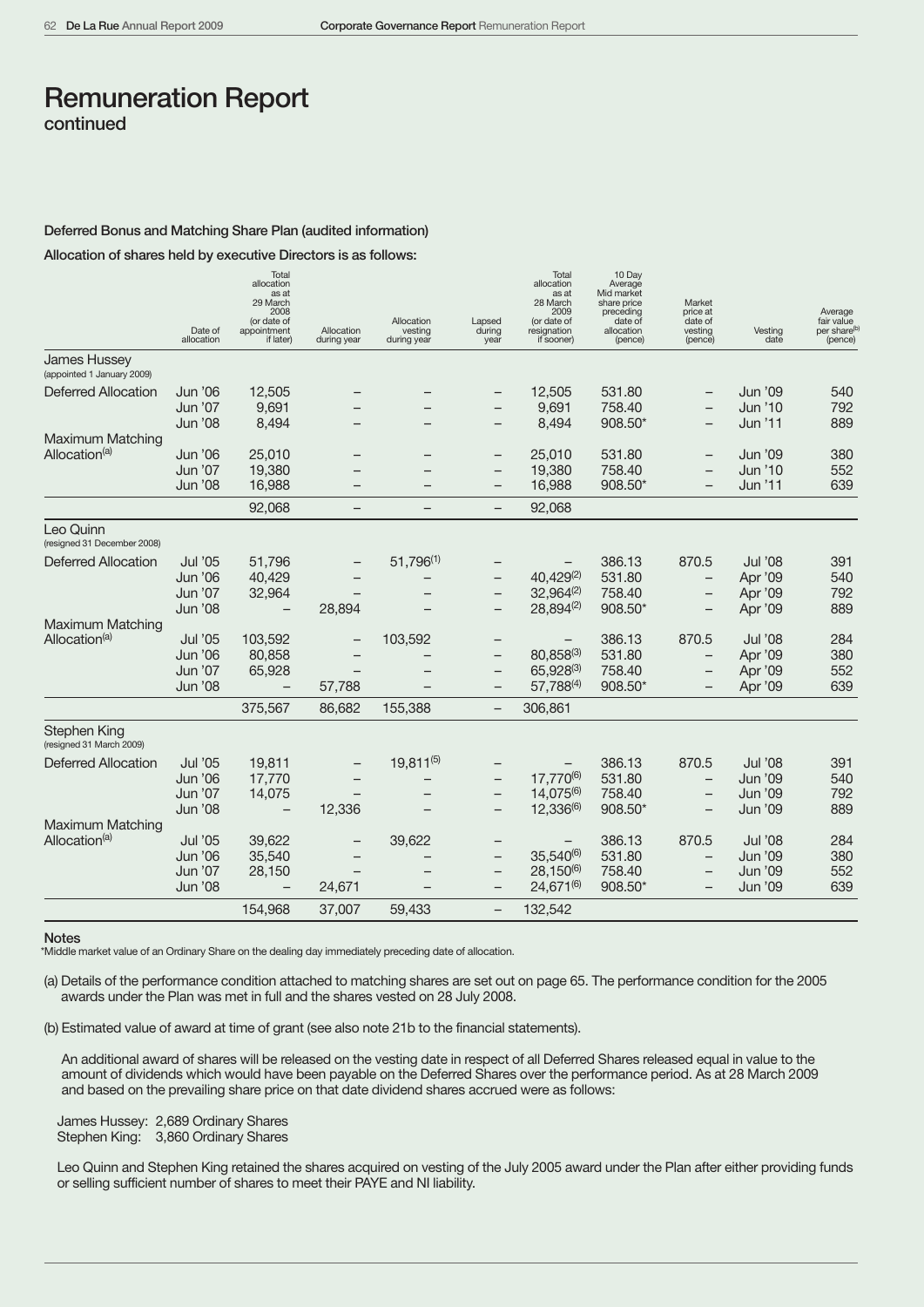# Remuneration Report

continued

### Deferred Bonus and Matching Share Plan (audited information)

**Allocation of shares held by executive Directors is as follows:**

| | Date of allocation | Total allocation as at 29 March 2008 (or date of appointment if later) | Allocation during year | Allocation vesting during year | Lapsed during year | Total allocation as at 28 March 2009 (or date of resignation if sooner) | 10 Day Average Mid market share price preceding date of allocation (pence) | Market price at date of vesting (pence) | Vesting date | Average fair value per share[b] (pence) |
|---|---|---|---|---|---|---|---|---|---|---|
| **James Hussey** (appointed 1 January 2009) | | | | | | | | | | |
| Deferred Allocation | Jun '06 | 12,505 | – | – | – | 12,505 | 531.80 | – | Jun '09 | 540 |
| | Jun '07 | 9,691 | – | – | – | 9,691 | 758.40 | – | Jun '10 | 792 |
| | Jun '08 | 8,494 | – | – | – | 8,494 | 908.50* | – | Jun '11 | 889 |
| Maximum Matching Allocation[a] | Jun '06 | 25,010 | – | – | – | 25,010 | 531.80 | – | Jun '09 | 380 |
| | Jun '07 | 19,380 | – | – | – | 19,380 | 758.40 | – | Jun '10 | 552 |
| | Jun '08 | 16,988 | – | – | – | 16,988 | 908.50* | – | Jun '11 | 639 |
| | | 92,068 | – | – | – | 92,068 | | | | |
| **Leo Quinn** (resigned 31 December 2008) | | | | | | | | | | |
| Deferred Allocation | Jul '05 | 51,796 | – | 51,796[1] | – | – | 386.13 | 870.5 | Jul '08 | 391 |
| | Jun '06 | 40,429 | – | – | – | 40,429[2] | 531.80 | – | Apr '09 | 540 |
| | Jun '07 | 32,964 | – | – | – | 32,964[2] | 758.40 | – | Apr '09 | 792 |
| | Jun '08 | – | 28,894 | – | – | 28,894[2] | 908.50* | – | Apr '09 | 889 |
| Maximum Matching Allocation[a] | Jul '05 | 103,592 | – | 103,592 | – | – | 386.13 | 870.5 | Jul '08 | 284 |
| | Jun '06 | 80,858 | – | – | – | 80,858[3] | 531.80 | – | Apr '09 | 380 |
| | Jun '07 | 65,928 | – | – | – | 65,928[3] | 758.40 | – | Apr '09 | 552 |
| | Jun '08 | – | 57,788 | – | – | 57,788[4] | 908.50* | – | Apr '09 | 639 |
| | | 375,567 | 86,682 | 155,388 | – | 306,861 | | | | |
| **Stephen King** (resigned 31 March 2009) | | | | | | | | | | |
| Deferred Allocation | Jul '05 | 19,811 | – | 19,811[5] | – | – | 386.13 | 870.5 | Jul '08 | 391 |
| | Jun '06 | 17,770 | – | – | – | 17,770[6] | 531.80 | – | Jun '09 | 540 |
| | Jun '07 | 14,075 | – | – | – | 14,075[6] | 758.40 | – | Jun '09 | 792 |
| | Jun '08 | – | 12,336 | – | – | 12,336[6] | 908.50* | – | Jun '09 | 889 |
| Maximum Matching Allocation[a] | Jul '05 | 39,622 | – | 39,622 | – | – | 386.13 | 870.5 | Jul '08 | 284 |
| | Jun '06 | 35,540 | – | – | – | 35,540[6] | 531.80 | – | Jun '09 | 380 |
| | Jun '07 | 28,150 | – | – | – | 28,150[6] | 758.40 | – | Jun '09 | 552 |
| | Jun '08 | – | 24,671 | – | – | 24,671[6] | 908.50* | – | Jun '09 | 639 |
| | | 154,968 | 37,007 | 59,433 | – | 132,542 | | | | |

**Notes**

*Middle market value of an Ordinary Share on the dealing day immediately preceding date of allocation.

(a) Details of the performance condition attached to matching shares are set out on page 65. The performance condition for the 2005 awards under the Plan was met in full and the shares vested on 28 July 2008.

(b) Estimated value of award at time of grant (see also note 21b to the financial statements).

An additional award of shares will be released on the vesting date in respect of all Deferred Shares released equal in value to the amount of dividends which would have been payable on the Deferred Shares over the performance period. As at 28 March 2009 and based on the prevailing share price on that date dividend shares accrued were as follows:

James Hussey: 2,689 Ordinary Shares
Stephen King: 3,860 Ordinary Shares

Leo Quinn and Stephen King retained the shares acquired on vesting of the July 2005 award under the Plan after either providing funds or selling sufficient number of shares to meet their PAYE and NI liability.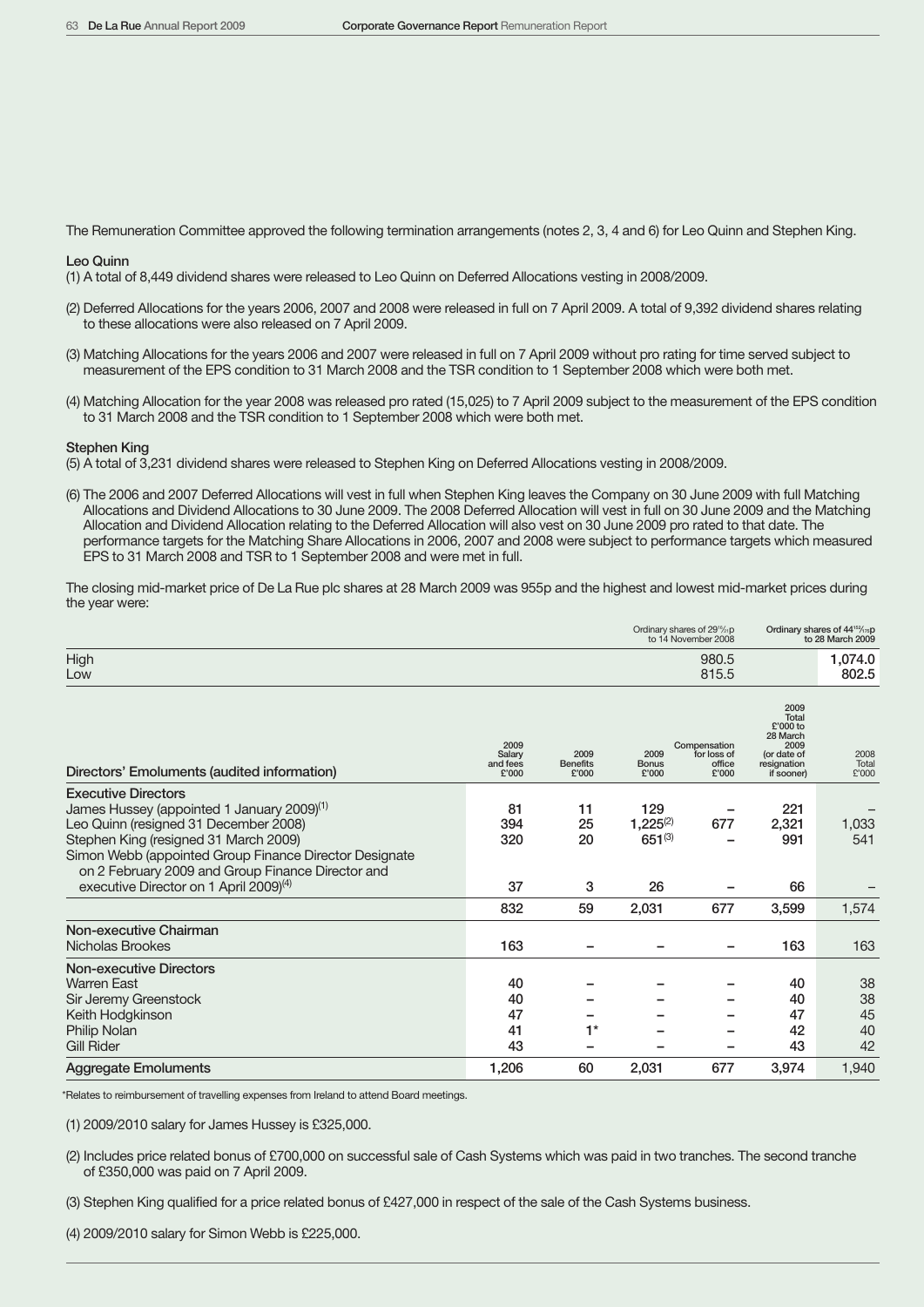The Remuneration Committee approved the following termination arrangements (notes 2, 3, 4 and 6) for Leo Quinn and Stephen King.

**Leo Quinn**

(1) A total of 8,449 dividend shares were released to Leo Quinn on Deferred Allocations vesting in 2008/2009.

(2) Deferred Allocations for the years 2006, 2007 and 2008 were released in full on 7 April 2009. A total of 9,392 dividend shares relating to these allocations were also released on 7 April 2009.

(3) Matching Allocations for the years 2006 and 2007 were released in full on 7 April 2009 without pro rating for time served subject to measurement of the EPS condition to 31 March 2008 and the TSR condition to 1 September 2008 which were both met.

(4) Matching Allocation for the year 2008 was released pro rated (15,025) to 7 April 2009 subject to the measurement of the EPS condition to 31 March 2008 and the TSR condition to 1 September 2008 which were both met.

**Stephen King**

(5) A total of 3,231 dividend shares were released to Stephen King on Deferred Allocations vesting in 2008/2009.

(6) The 2006 and 2007 Deferred Allocations will vest in full when Stephen King leaves the Company on 30 June 2009 with full Matching Allocations and Dividend Allocations to 30 June 2009. The 2008 Deferred Allocation will vest in full on 30 June 2009 and the Matching Allocation and Dividend Allocation relating to the Deferred Allocation will also vest on 30 June 2009 pro rated to that date. The performance targets for the Matching Share Allocations in 2006, 2007 and 2008 were subject to performance targets which measured EPS to 31 March 2008 and TSR to 1 September 2008 and were met in full.

The closing mid-market price of De La Rue plc shares at 28 March 2009 was 955p and the highest and lowest mid-market prices during the year were:

| | Ordinary shares of 29 $\frac{16}{21}$p to 14 November 2008 | Ordinary shares of 44 $\frac{152}{175}$p to 28 March 2009 |
|---|---|---|
| High | 980.5 | 1,074.0 |
| Low | 815.5 | 802.5 |

| Directors' Emoluments (audited information) | 2009 Salary and fees £'000 | 2009 Benefits £'000 | 2009 Bonus £'000 | Compensation for loss of office £'000 | 2009 Total £'000 to 28 March 2009 (or date of resignation if sooner) | 2008 Total £'000 |
|---|---|---|---|---|---|---|
| **Executive Directors** | | | | | | |
| James Hussey (appointed 1 January 2009)(1) | 81 | 11 | 129 | – | 221 | – |
| Leo Quinn (resigned 31 December 2008) | 394 | 25 | 1,225(2) | 677 | 2,321 | 1,033 |
| Stephen King (resigned 31 March 2009) | 320 | 20 | 651(3) | – | 991 | 541 |
| Simon Webb (appointed Group Finance Director Designate on 2 February 2009 and Group Finance Director and executive Director on 1 April 2009)(4) | 37 | 3 | 26 | – | 66 | – |
| | 832 | 59 | 2,031 | 677 | 3,599 | 1,574 |
| **Non-executive Chairman** | | | | | | |
| Nicholas Brookes | 163 | – | – | – | 163 | 163 |
| **Non-executive Directors** | | | | | | |
| Warren East | 40 | – | – | – | 40 | 38 |
| Sir Jeremy Greenstock | 40 | – | – | – | 40 | 38 |
| Keith Hodgkinson | 47 | – | – | – | 47 | 45 |
| Philip Nolan | 41 | 1* | – | – | 42 | 40 |
| Gill Rider | 43 | – | – | – | 43 | 42 |
| **Aggregate Emoluments** | 1,206 | 60 | 2,031 | 677 | 3,974 | 1,940 |

*Relates to reimbursement of travelling expenses from Ireland to attend Board meetings.

(1) 2009/2010 salary for James Hussey is £325,000.

(2) Includes price related bonus of £700,000 on successful sale of Cash Systems which was paid in two tranches. The second tranche of £350,000 was paid on 7 April 2009.

(3) Stephen King qualified for a price related bonus of £427,000 in respect of the sale of the Cash Systems business.

(4) 2009/2010 salary for Simon Webb is £225,000.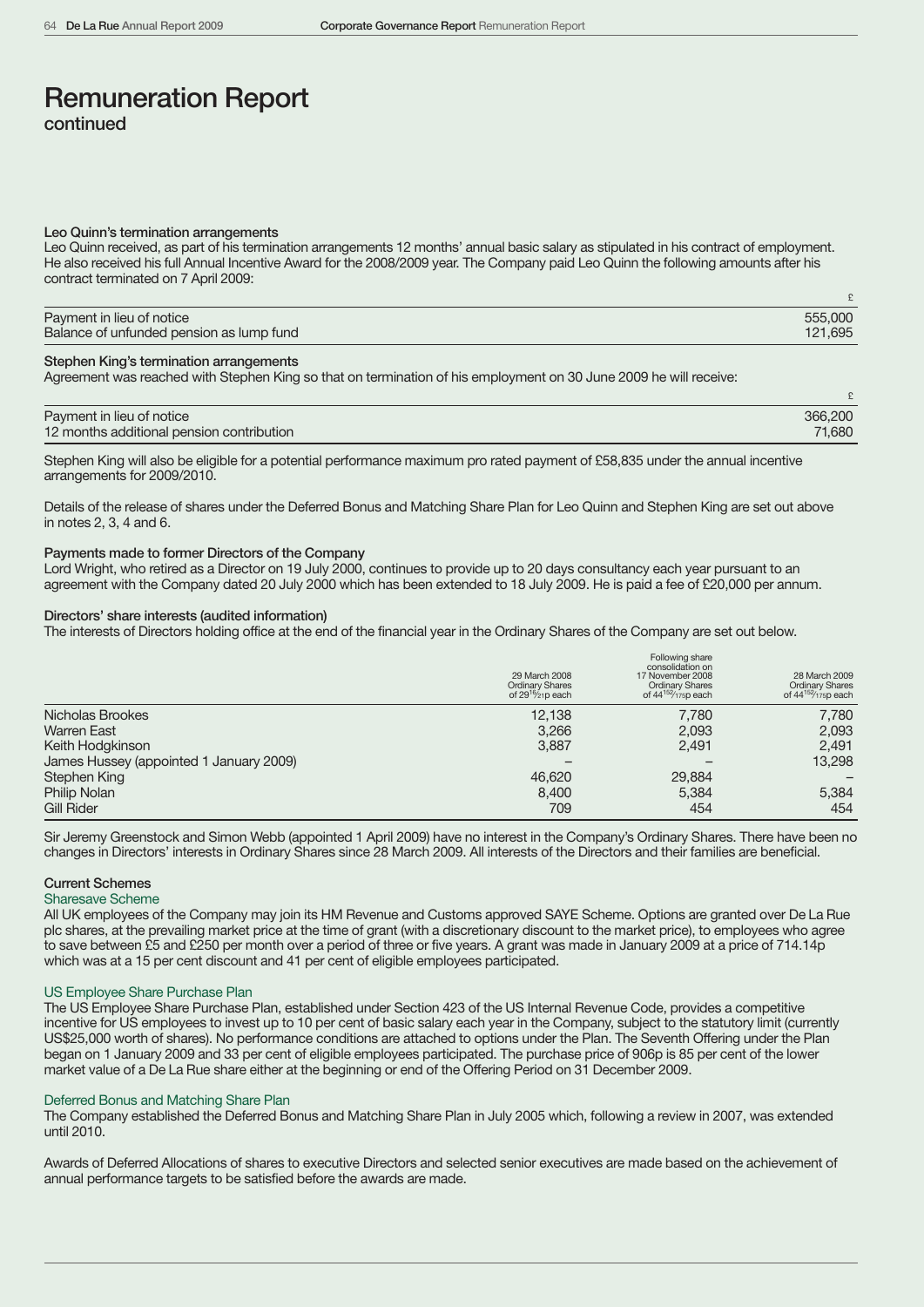# Remuneration Report

continued

#### Leo Quinn's termination arrangements

Leo Quinn received, as part of his termination arrangements 12 months' annual basic salary as stipulated in his contract of employment. He also received his full Annual Incentive Award for the 2008/2009 year. The Company paid Leo Quinn the following amounts after his contract terminated on 7 April 2009:

| | £ |
|---|---|
| Payment in lieu of notice | 555,000 |
| Balance of unfunded pension as lump fund | 121,695 |

#### Stephen King's termination arrangements

Agreement was reached with Stephen King so that on termination of his employment on 30 June 2009 he will receive:

| | £ |
|---|---|
| Payment in lieu of notice | 366,200 |
| 12 months additional pension contribution | 71,680 |

Stephen King will also be eligible for a potential performance maximum pro rated payment of £58,835 under the annual incentive arrangements for 2009/2010.

Details of the release of shares under the Deferred Bonus and Matching Share Plan for Leo Quinn and Stephen King are set out above in notes 2, 3, 4 and 6.

#### Payments made to former Directors of the Company

Lord Wright, who retired as a Director on 19 July 2000, continues to provide up to 20 days consultancy each year pursuant to an agreement with the Company dated 20 July 2000 which has been extended to 18 July 2009. He is paid a fee of £20,000 per annum.

#### Directors' share interests (audited information)

The interests of Directors holding office at the end of the financial year in the Ordinary Shares of the Company are set out below.

| | 29 March 2008 Ordinary Shares of $29^{18}/_{21}$p each | Following share consolidation on 17 November 2008 Ordinary Shares of $44^{152}/_{175}$p each | 28 March 2009 Ordinary Shares of $44^{152}/_{175}$p each |
|---|---|---|---|
| Nicholas Brookes | 12,138 | 7,780 | 7,780 |
| Warren East | 3,266 | 2,093 | 2,093 |
| Keith Hodgkinson | 3,887 | 2,491 | 2,491 |
| James Hussey (appointed 1 January 2009) | – | – | 13,298 |
| Stephen King | 46,620 | 29,884 | – |
| Philip Nolan | 8,400 | 5,384 | 5,384 |
| Gill Rider | 709 | 454 | 454 |

Sir Jeremy Greenstock and Simon Webb (appointed 1 April 2009) have no interest in the Company's Ordinary Shares. There have been no changes in Directors' interests in Ordinary Shares since 28 March 2009. All interests of the Directors and their families are beneficial.

#### Current Schemes

##### Sharesave Scheme

All UK employees of the Company may join its HM Revenue and Customs approved SAYE Scheme. Options are granted over De La Rue plc shares, at the prevailing market price at the time of grant (with a discretionary discount to the market price), to employees who agree to save between £5 and £250 per month over a period of three or five years. A grant was made in January 2009 at a price of 714.14p which was at a 15 per cent discount and 41 per cent of eligible employees participated.

##### US Employee Share Purchase Plan

The US Employee Share Purchase Plan, established under Section 423 of the US Internal Revenue Code, provides a competitive incentive for US employees to invest up to 10 per cent of basic salary each year in the Company, subject to the statutory limit (currently US$25,000 worth of shares). No performance conditions are attached to options under the Plan. The Seventh Offering under the Plan began on 1 January 2009 and 33 per cent of eligible employees participated. The purchase price of 906p is 85 per cent of the lower market value of a De La Rue share either at the beginning or end of the Offering Period on 31 December 2009.

##### Deferred Bonus and Matching Share Plan

The Company established the Deferred Bonus and Matching Share Plan in July 2005 which, following a review in 2007, was extended until 2010.

Awards of Deferred Allocations of shares to executive Directors and selected senior executives are made based on the achievement of annual performance targets to be satisfied before the awards are made.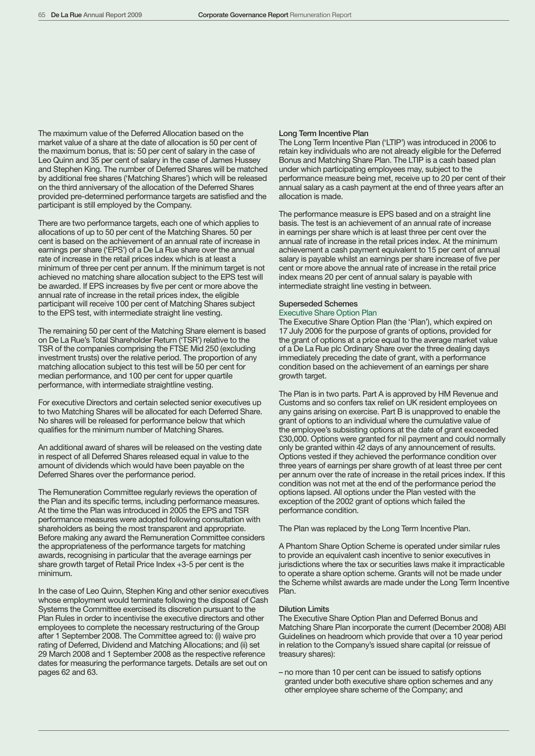The maximum value of the Deferred Allocation based on the market value of a share at the date of allocation is 50 per cent of the maximum bonus, that is: 50 per cent of salary in the case of Leo Quinn and 35 per cent of salary in the case of James Hussey and Stephen King. The number of Deferred Shares will be matched by additional free shares ('Matching Shares') which will be released on the third anniversary of the allocation of the Deferred Shares provided pre-determined performance targets are satisfied and the participant is still employed by the Company.

There are two performance targets, each one of which applies to allocations of up to 50 per cent of the Matching Shares. 50 per cent is based on the achievement of an annual rate of increase in earnings per share ('EPS') of a De La Rue share over the annual rate of increase in the retail prices index which is at least a minimum of three per cent per annum. If the minimum target is not achieved no matching share allocation subject to the EPS test will be awarded. If EPS increases by five per cent or more above the annual rate of increase in the retail prices index, the eligible participant will receive 100 per cent of Matching Shares subject to the EPS test, with intermediate straight line vesting.

The remaining 50 per cent of the Matching Share element is based on De La Rue's Total Shareholder Return ('TSR') relative to the TSR of the companies comprising the FTSE Mid 250 (excluding investment trusts) over the relative period. The proportion of any matching allocation subject to this test will be 50 per cent for median performance, and 100 per cent for upper quartile performance, with intermediate straightline vesting.

For executive Directors and certain selected senior executives up to two Matching Shares will be allocated for each Deferred Share. No shares will be released for performance below that which qualifies for the minimum number of Matching Shares.

An additional award of shares will be released on the vesting date in respect of all Deferred Shares released equal in value to the amount of dividends which would have been payable on the Deferred Shares over the performance period.

The Remuneration Committee regularly reviews the operation of the Plan and its specific terms, including performance measures. At the time the Plan was introduced in 2005 the EPS and TSR performance measures were adopted following consultation with shareholders as being the most transparent and appropriate. Before making any award the Remuneration Committee considers the appropriateness of the performance targets for matching awards, recognising in particular that the average earnings per share growth target of Retail Price Index +3-5 per cent is the minimum.

In the case of Leo Quinn, Stephen King and other senior executives whose employment would terminate following the disposal of Cash Systems the Committee exercised its discretion pursuant to the Plan Rules in order to incentivise the executive directors and other employees to complete the necessary restructuring of the Group after 1 September 2008. The Committee agreed to: (i) waive pro rating of Deferred, Dividend and Matching Allocations; and (ii) set 29 March 2008 and 1 September 2008 as the respective reference dates for measuring the performance targets. Details are set out on pages 62 and 63.

### Long Term Incentive Plan

The Long Term Incentive Plan ('LTIP') was introduced in 2006 to retain key individuals who are not already eligible for the Deferred Bonus and Matching Share Plan. The LTIP is a cash based plan under which participating employees may, subject to the performance measure being met, receive up to 20 per cent of their annual salary as a cash payment at the end of three years after an allocation is made.

The performance measure is EPS based and on a straight line basis. The test is an achievement of an annual rate of increase in earnings per share which is at least three per cent over the annual rate of increase in the retail prices index. At the minimum achievement a cash payment equivalent to 15 per cent of annual salary is payable whilst an earnings per share increase of five per cent or more above the annual rate of increase in the retail price index means 20 per cent of annual salary is payable with intermediate straight line vesting in between.

### Superseded Schemes

#### Executive Share Option Plan

The Executive Share Option Plan (the 'Plan'), which expired on 17 July 2006 for the purpose of grants of options, provided for the grant of options at a price equal to the average market value of a De La Rue plc Ordinary Share over the three dealing days immediately preceding the date of grant, with a performance condition based on the achievement of an earnings per share growth target.

The Plan is in two parts. Part A is approved by HM Revenue and Customs and so confers tax relief on UK resident employees on any gains arising on exercise. Part B is unapproved to enable the grant of options to an individual where the cumulative value of the employee's subsisting options at the date of grant exceeded £30,000. Options were granted for nil payment and could normally only be granted within 42 days of any announcement of results. Options vested if they achieved the performance condition over three years of earnings per share growth of at least three per cent per annum over the rate of increase in the retail prices index. If this condition was not met at the end of the performance period the options lapsed. All options under the Plan vested with the exception of the 2002 grant of options which failed the performance condition.

The Plan was replaced by the Long Term Incentive Plan.

A Phantom Share Option Scheme is operated under similar rules to provide an equivalent cash incentive to senior executives in jurisdictions where the tax or securities laws make it impracticable to operate a share option scheme. Grants will not be made under the Scheme whilst awards are made under the Long Term Incentive Plan.

### Dilution Limits

The Executive Share Option Plan and Deferred Bonus and Matching Share Plan incorporate the current (December 2008) ABI Guidelines on headroom which provide that over a 10 year period in relation to the Company's issued share capital (or reissue of treasury shares):

- no more than 10 per cent can be issued to satisfy options granted under both executive share option schemes and any other employee share scheme of the Company; and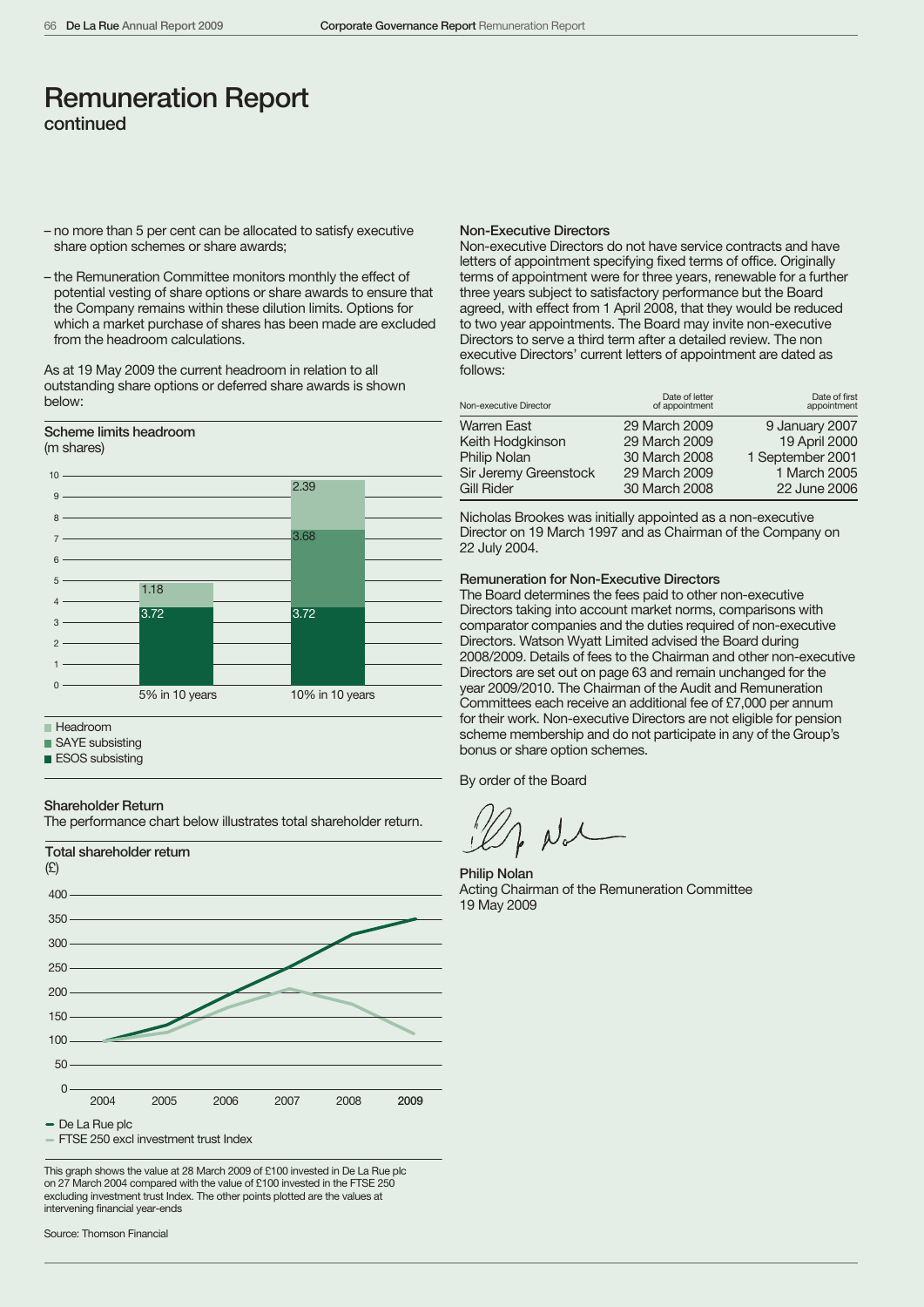# Remuneration Report
continued

– no more than 5 per cent can be allocated to satisfy executive share option schemes or share awards;

– the Remuneration Committee monitors monthly the effect of potential vesting of share options or share awards to ensure that the Company remains within these dilution limits. Options for which a market purchase of shares has been made are excluded from the headroom calculations.

As at 19 May 2009 the current headroom in relation to all outstanding share options or deferred share awards is shown below:

**Scheme limits headroom**
(m shares)

10
9
8
7
6
5
4
3
2
1
0

1.18
3.72
5% in 10 years

2.39
3.68
3.72
10% in 10 years

Headroom
SAYE subsisting
ESOS subsisting

### Shareholder Return

The performance chart below illustrates total shareholder return.

**Total shareholder return**
(£)

400
350
300
250
200
150
100
50
0

2004 2005 2006 2007 2008 2009

De La Rue plc
FTSE 250 excl investment trust Index

This graph shows the value at 28 March 2009 of £100 invested in De La Rue plc on 27 March 2004 compared with the value of £100 invested in the FTSE 250 excluding investment trust Index. The other points plotted are the values at intervening financial year-ends

Source: Thomson Financial

### Non-Executive Directors

Non-executive Directors do not have service contracts and have letters of appointment specifying fixed terms of office. Originally terms of appointment were for three years, renewable for a further three years subject to satisfactory performance but the Board agreed, with effect from 1 April 2008, that they would be reduced to two year appointments. The Board may invite non-executive Directors to serve a third term after a detailed review. The non executive Directors' current letters of appointment are dated as follows:

| Non-executive Director | Date of letter of appointment | Date of first appointment |
|---|---|---|
| Warren East | 29 March 2009 | 9 January 2007 |
| Keith Hodgkinson | 29 March 2009 | 19 April 2000 |
| Philip Nolan | 30 March 2008 | 1 September 2001 |
| Sir Jeremy Greenstock | 29 March 2009 | 1 March 2005 |
| Gill Rider | 30 March 2008 | 22 June 2006 |

Nicholas Brookes was initially appointed as a non-executive Director on 19 March 1997 and as Chairman of the Company on 22 July 2004.

### Remuneration for Non-Executive Directors

The Board determines the fees paid to other non-executive Directors taking into account market norms, comparisons with comparator companies and the duties required of non-executive Directors. Watson Wyatt Limited advised the Board during 2008/2009. Details of fees to the Chairman and other non-executive Directors are set out on page 63 and remain unchanged for the year 2009/2010. The Chairman of the Audit and Remuneration Committees each receive an additional fee of £7,000 per annum for their work. Non-executive Directors are not eligible for pension scheme membership and do not participate in any of the Group's bonus or share option schemes.

By order of the Board

**Philip Nolan**
Acting Chairman of the Remuneration Committee
19 May 2009